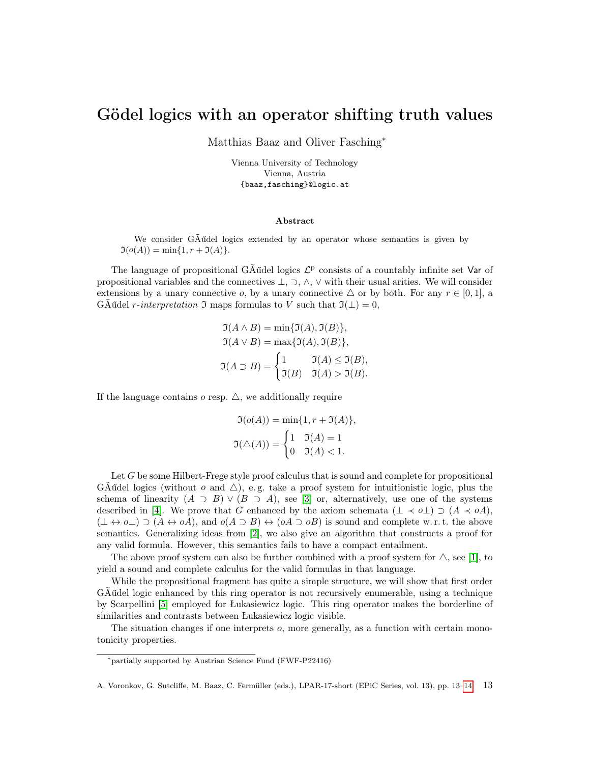# Gödel logics with an operator shifting truth values

Matthias Baaz and Oliver Fasching*

Vienna University of Technology
Vienna, Austria
{baaz,fasching}@logic.at

### Abstract

We consider GÃűdel logics extended by an operator whose semantics is given by $\mathfrak{I}(o(A)) = \min\{1, r + \mathfrak{I}(A)\}$.

The language of propositional GÃűdel logics $\mathcal{L}^{\text{p}}$ consists of a countably infinite set $\mathsf{Var}$ of propositional variables and the connectives $\bot, \supset, \wedge, \vee$ with their usual arities. We will consider extensions by a unary connective $o$, by a unary connective $\triangle$ or by both. For any $r \in [0, 1]$, a GÃűdel *r-interpretation* $\mathfrak{I}$ maps formulas to $V$ such that $\mathfrak{I}(\bot) = 0$,

$$\mathfrak{I}(A \wedge B) = \min\{\mathfrak{I}(A), \mathfrak{I}(B)\},$$
$$\mathfrak{I}(A \vee B) = \max\{\mathfrak{I}(A), \mathfrak{I}(B)\},$$
$$\mathfrak{I}(A \supset B) = \begin{cases} 1 & \mathfrak{I}(A) \leq \mathfrak{I}(B), \\ \mathfrak{I}(B) & \mathfrak{I}(A) > \mathfrak{I}(B). \end{cases}$$

If the language contains $o$ resp. $\triangle$, we additionally require

$$\mathfrak{I}(o(A)) = \min\{1, r + \mathfrak{I}(A)\},$$
$$\mathfrak{I}(\triangle(A)) = \begin{cases} 1 & \mathfrak{I}(A) = 1 \\ 0 & \mathfrak{I}(A) < 1. \end{cases}$$

Let $G$ be some Hilbert-Frege style proof calculus that is sound and complete for propositional GÃűdel logics (without $o$ and $\triangle$), e.g. take a proof system for intuitionistic logic, plus the schema of linearity $(A \supset B) \vee (B \supset A)$, see [3] or, alternatively, use one of the systems described in [4]. We prove that $G$ enhanced by the axiom schemata $(\bot \prec o\bot) \supset (A \prec oA)$, $(\bot \leftrightarrow o\bot) \supset (A \leftrightarrow oA)$, and $o(A \supset B) \leftrightarrow (oA \supset oB)$ is sound and complete w. r. t. the above semantics. Generalizing ideas from [2], we also give an algorithm that constructs a proof for any valid formula. However, this semantics fails to have a compact entailment.

The above proof system can also be further combined with a proof system for $\triangle$, see [1], to yield a sound and complete calculus for the valid formulas in that language.

While the propositional fragment has quite a simple structure, we will show that first order GÃűdel logic enhanced by this ring operator is not recursively enumerable, using a technique by Scarpellini [5] employed for Łukasiewicz logic. This ring operator makes the borderline of similarities and contrasts between Łukasiewicz logic visible.

The situation changes if one interprets $o$, more generally, as a function with certain monotonicity properties.

*partially supported by Austrian Science Fund (FWF-P22416)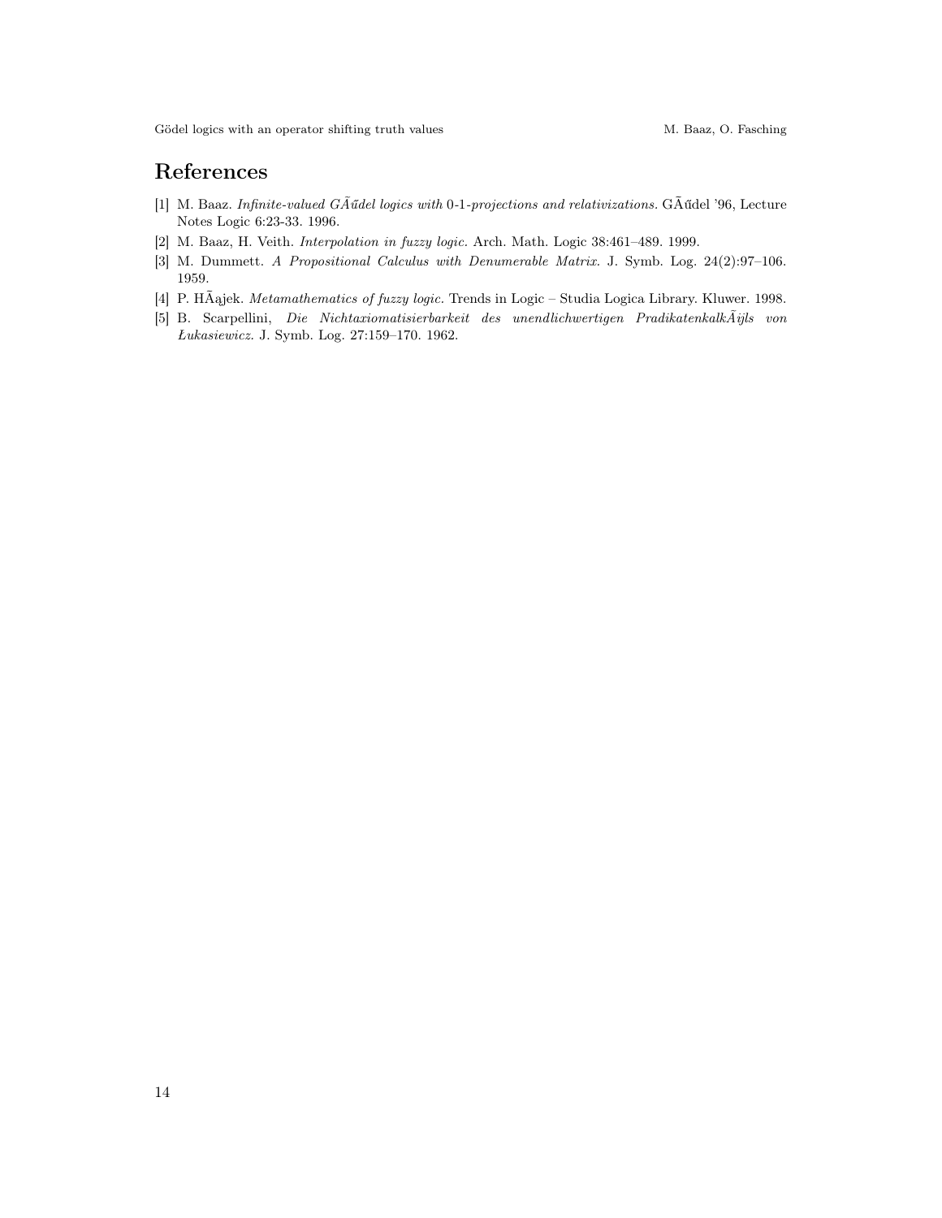## References

[1] M. Baaz. *Infinite-valued GÃűdel logics with 0-1-projections and relativizations.* GÃűdel '96, Lecture Notes Logic 6:23-33. 1996.

[2] M. Baaz, H. Veith. *Interpolation in fuzzy logic.* Arch. Math. Logic 38:461–489. 1999.

[3] M. Dummett. *A Propositional Calculus with Denumerable Matrix.* J. Symb. Log. 24(2):97–106. 1959.

[4] P. HÃąjek. *Metamathematics of fuzzy logic.* Trends in Logic – Studia Logica Library. Kluwer. 1998.

[5] B. Scarpellini, *Die Nichtaxiomatisierbarkeit des unendlichwertigen PradikatenkalkÃijls von Łukasiewicz.* J. Symb. Log. 27:159–170. 1962.